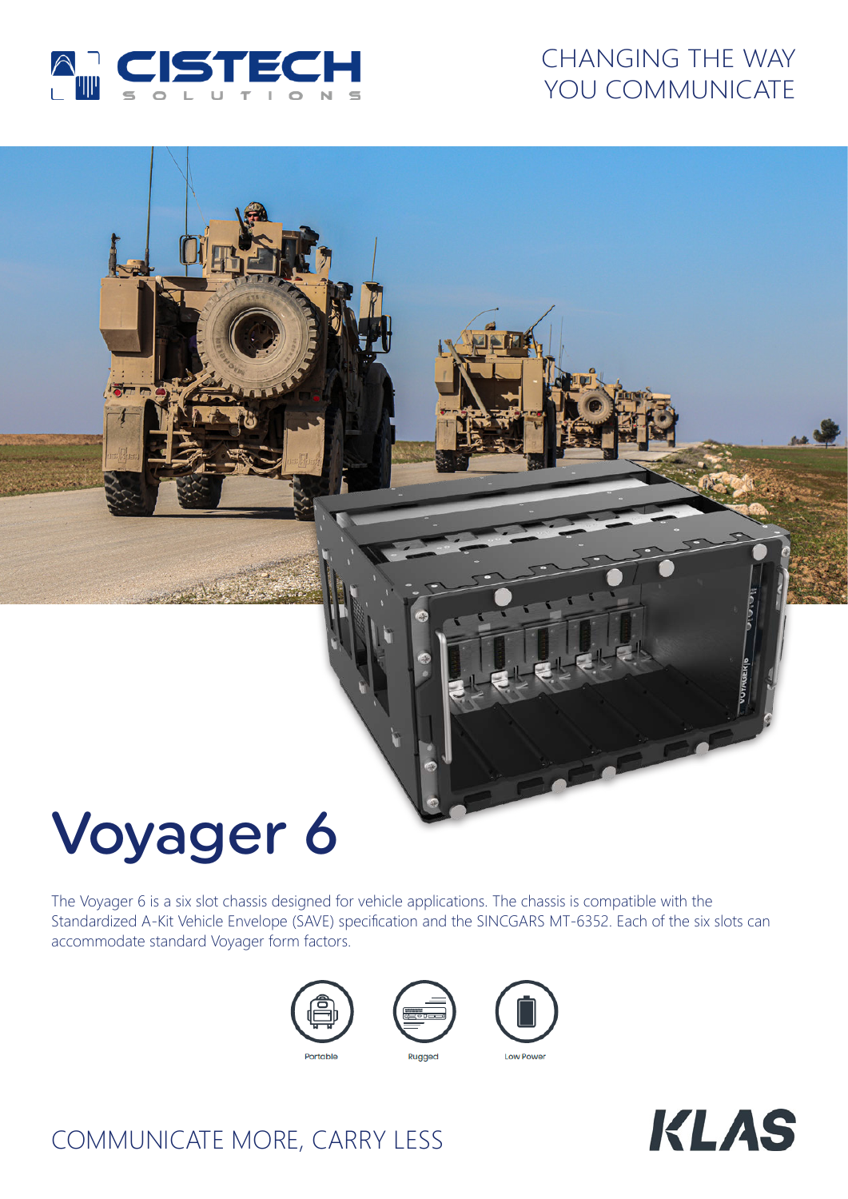CISTECH SOLUTIONS

CHANGING THE WAY YOU COMMUNICATE

# Voyager 6

The Voyager 6 is a six slot chassis designed for vehicle applications. The chassis is compatible with the Standardized A-Kit Vehicle Envelope (SAVE) specification and the SINCGARS MT-6352. Each of the six slots can accommodate standard Voyager form factors.

Portable

Rugged

Low Power

COMMUNICATE MORE, CARRY LESS

KLAS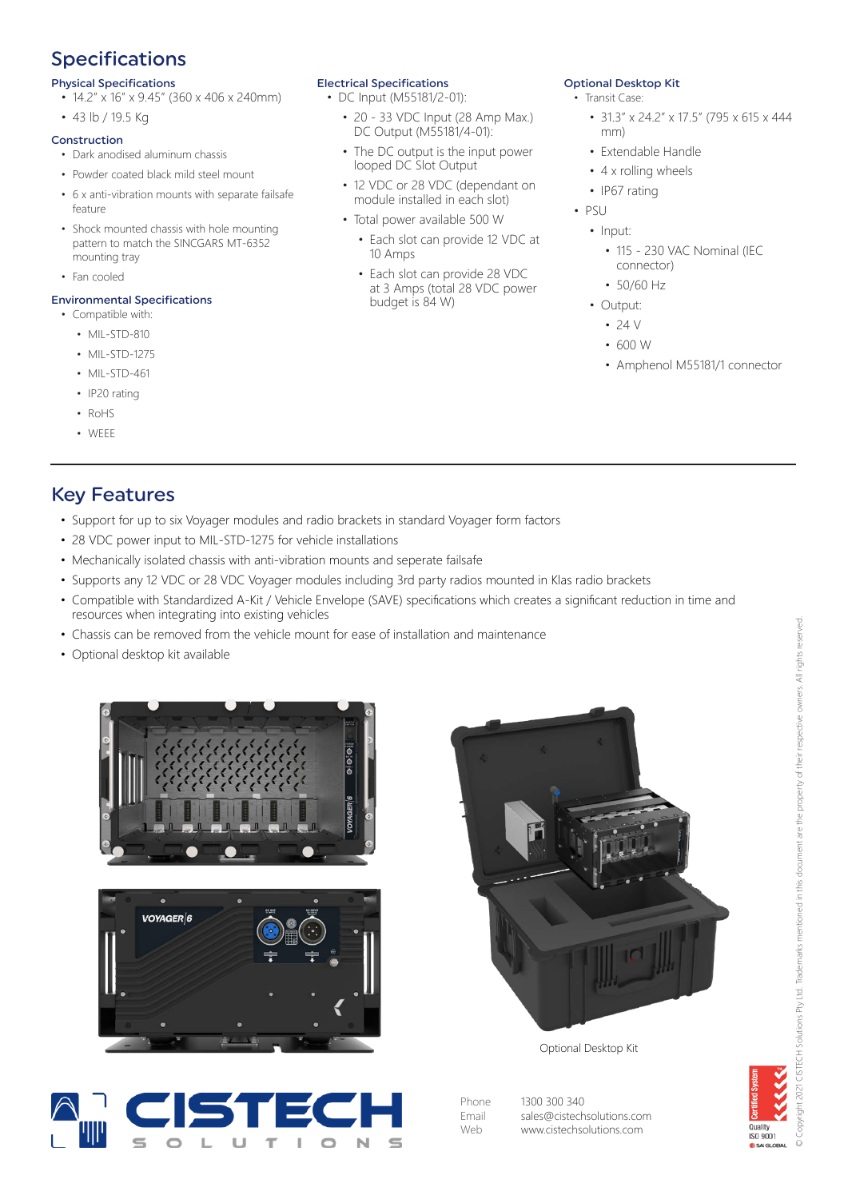# Specifications

### Physical Specifications

- 14.2" x 16" x 9.45" (360 x 406 x 240mm)
- 43 lb / 19.5 Kg

### Construction

- Dark anodised aluminum chassis
- Powder coated black mild steel mount
- 6 x anti-vibration mounts with separate failsafe feature
- Shock mounted chassis with hole mounting pattern to match the SINCGARS MT-6352 mounting tray
- Fan cooled

### Environmental Specifications

- Compatible with:
  - MIL-STD-810
  - MIL-STD-1275
  - MIL-STD-461
  - IP20 rating
  - RoHS
  - WEEE

### Electrical Specifications

- DC Input (M55181/2-01):
  - 20 - 33 VDC Input (28 Amp Max.) DC Output (M55181/4-01):
  - The DC output is the input power looped DC Slot Output
  - 12 VDC or 28 VDC (dependant on module installed in each slot)
  - Total power available 500 W
    - Each slot can provide 12 VDC at 10 Amps
    - Each slot can provide 28 VDC at 3 Amps (total 28 VDC power budget is 84 W)

### Optional Desktop Kit

- Transit Case:
  - 31.3" x 24.2" x 17.5" (795 x 615 x 444 mm)
  - Extendable Handle
  - 4 x rolling wheels
  - IP67 rating
- PSU
  - Input:
    - 115 - 230 VAC Nominal (IEC connector)
    - 50/60 Hz
  - Output:
    - 24 V
    - 600 W
    - Amphenol M55181/1 connector

# Key Features

- Support for up to six Voyager modules and radio brackets in standard Voyager form factors
- 28 VDC power input to MIL-STD-1275 for vehicle installations
- Mechanically isolated chassis with anti-vibration mounts and seperate failsafe
- Supports any 12 VDC or 28 VDC Voyager modules including 3rd party radios mounted in Klas radio brackets
- Compatible with Standardized A-Kit / Vehicle Envelope (SAVE) specifications which creates a significant reduction in time and resources when integrating into existing vehicles
- Chassis can be removed from the vehicle mount for ease of installation and maintenance
- Optional desktop kit available

Optional Desktop Kit

CISTECH SOLUTIONS

Phone 1300 300 340
Email sales@cistechsolutions.com
Web www.cistechsolutions.com

Certified System Quality ISO 9001 SAI GLOBAL

© Copyright 2021 CISTECH Solutions Pty Ltd. Trademarks mentioned in this document are the property of their respective owners. All rights reserved.